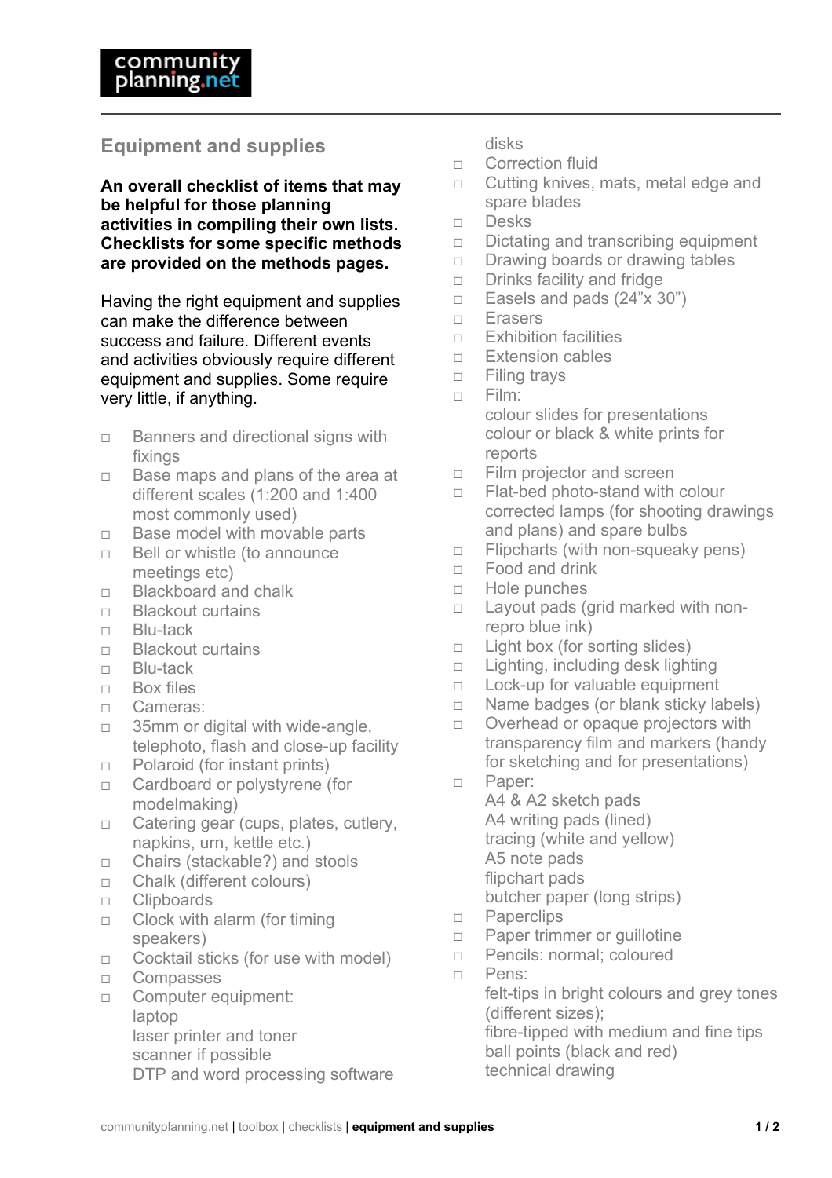# Equipment and supplies

**An overall checklist of items that may be helpful for those planning activities in compiling their own lists. Checklists for some specific methods are provided on the methods pages.**

Having the right equipment and supplies can make the difference between success and failure. Different events and activities obviously require different equipment and supplies. Some require very little, if anything.

- ◻ Banners and directional signs with fixings
- ◻ Base maps and plans of the area at different scales (1:200 and 1:400 most commonly used)
- ◻ Base model with movable parts
- ◻ Bell or whistle (to announce meetings etc)
- ◻ Blackboard and chalk
- ◻ Blackout curtains
- ◻ Blu-tack
- ◻ Blackout curtains
- ◻ Blu-tack
- ◻ Box files
- ◻ Cameras:
- ◻ 35mm or digital with wide-angle, telephoto, flash and close-up facility
- ◻ Polaroid (for instant prints)
- ◻ Cardboard or polystyrene (for modelmaking)
- ◻ Catering gear (cups, plates, cutlery, napkins, urn, kettle etc.)
- ◻ Chairs (stackable?) and stools
- ◻ Chalk (different colours)
- ◻ Clipboards
- ◻ Clock with alarm (for timing speakers)
- ◻ Cocktail sticks (for use with model)
- ◻ Compasses
- ◻ Computer equipment:
  laptop
  laser printer and toner
  scanner if possible
  DTP and word processing software
  disks
- ◻ Correction fluid
- ◻ Cutting knives, mats, metal edge and spare blades
- ◻ Desks
- ◻ Dictating and transcribing equipment
- ◻ Drawing boards or drawing tables
- ◻ Drinks facility and fridge
- ◻ Easels and pads (24”x 30”)
- ◻ Erasers
- ◻ Exhibition facilities
- ◻ Extension cables
- ◻ Filing trays
- ◻ Film:
  colour slides for presentations
  colour or black & white prints for reports
- ◻ Film projector and screen
- ◻ Flat-bed photo-stand with colour corrected lamps (for shooting drawings and plans) and spare bulbs
- ◻ Flipcharts (with non-squeaky pens)
- ◻ Food and drink
- ◻ Hole punches
- ◻ Layout pads (grid marked with non-repro blue ink)
- ◻ Light box (for sorting slides)
- ◻ Lighting, including desk lighting
- ◻ Lock-up for valuable equipment
- ◻ Name badges (or blank sticky labels)
- ◻ Overhead or opaque projectors with transparency film and markers (handy for sketching and for presentations)
- ◻ Paper:
  A4 & A2 sketch pads
  A4 writing pads (lined)
  tracing (white and yellow)
  A5 note pads
  flipchart pads
  butcher paper (long strips)
- ◻ Paperclips
- ◻ Paper trimmer or guillotine
- ◻ Pencils: normal; coloured
- ◻ Pens:
  felt-tips in bright colours and grey tones (different sizes);
  fibre-tipped with medium and fine tips
  ball points (black and red)
  technical drawing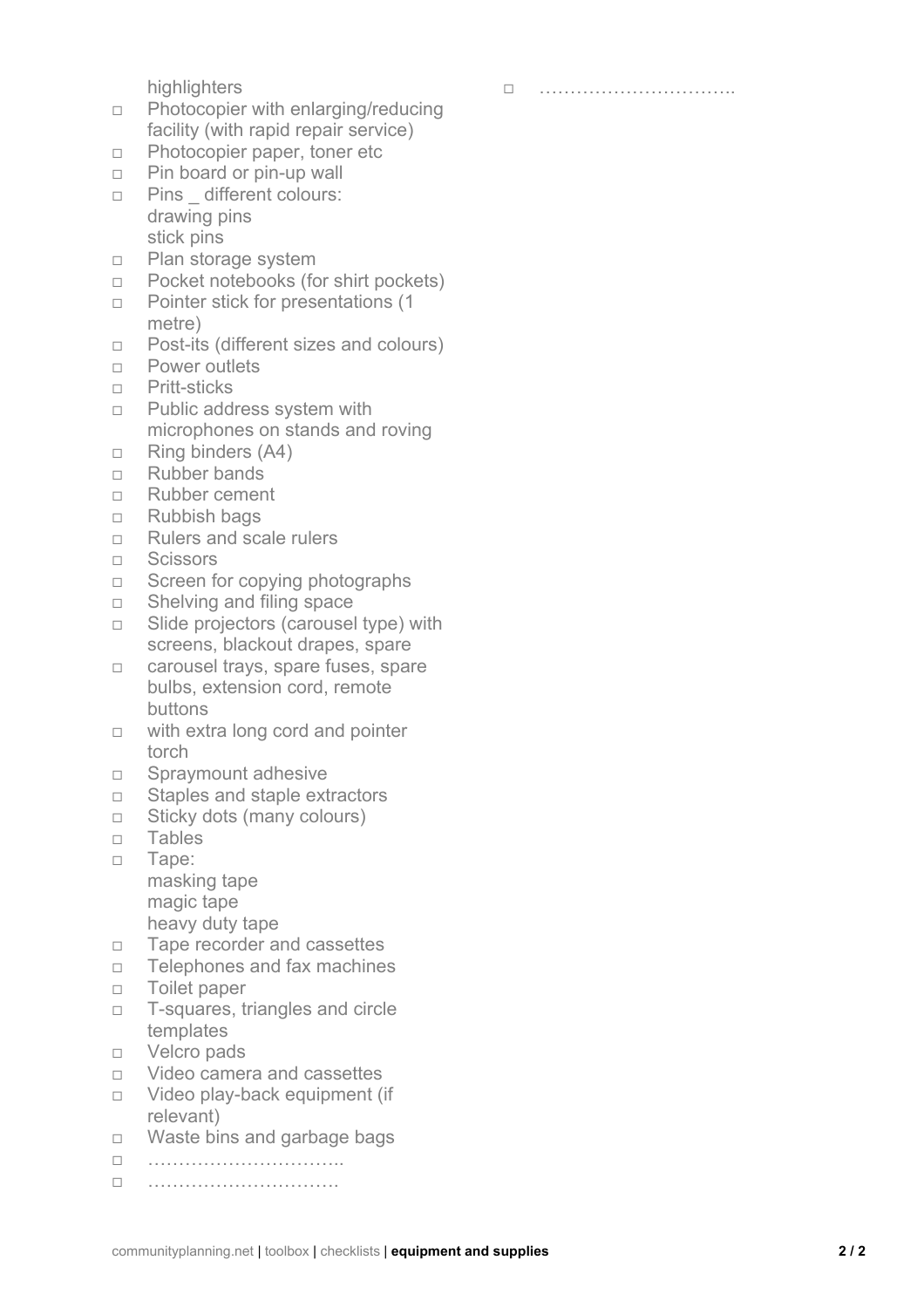highlighters

- □ Photocopier with enlarging/reducing facility (with rapid repair service)
- □ Photocopier paper, toner etc
- □ Pin board or pin-up wall
- □ Pins _ different colours:
  drawing pins
  stick pins
- □ Plan storage system
- □ Pocket notebooks (for shirt pockets)
- □ Pointer stick for presentations (1 metre)
- □ Post-its (different sizes and colours)
- □ Power outlets
- □ Pritt-sticks
- □ Public address system with microphones on stands and roving
- □ Ring binders (A4)
- □ Rubber bands
- □ Rubber cement
- □ Rubbish bags
- □ Rulers and scale rulers
- □ Scissors
- □ Screen for copying photographs
- □ Shelving and filing space
- □ Slide projectors (carousel type) with screens, blackout drapes, spare
- □ carousel trays, spare fuses, spare bulbs, extension cord, remote buttons
- □ with extra long cord and pointer torch
- □ Spraymount adhesive
- □ Staples and staple extractors
- □ Sticky dots (many colours)
- □ Tables
- □ Tape:
  masking tape
  magic tape
  heavy duty tape
- □ Tape recorder and cassettes
- □ Telephones and fax machines
- □ Toilet paper
- □ T-squares, triangles and circle templates
- □ Velcro pads
- □ Video camera and cassettes
- □ Video play-back equipment (if relevant)
- □ Waste bins and garbage bags
- □ …………………………..
- □ ………………………….
- □ …………………………..